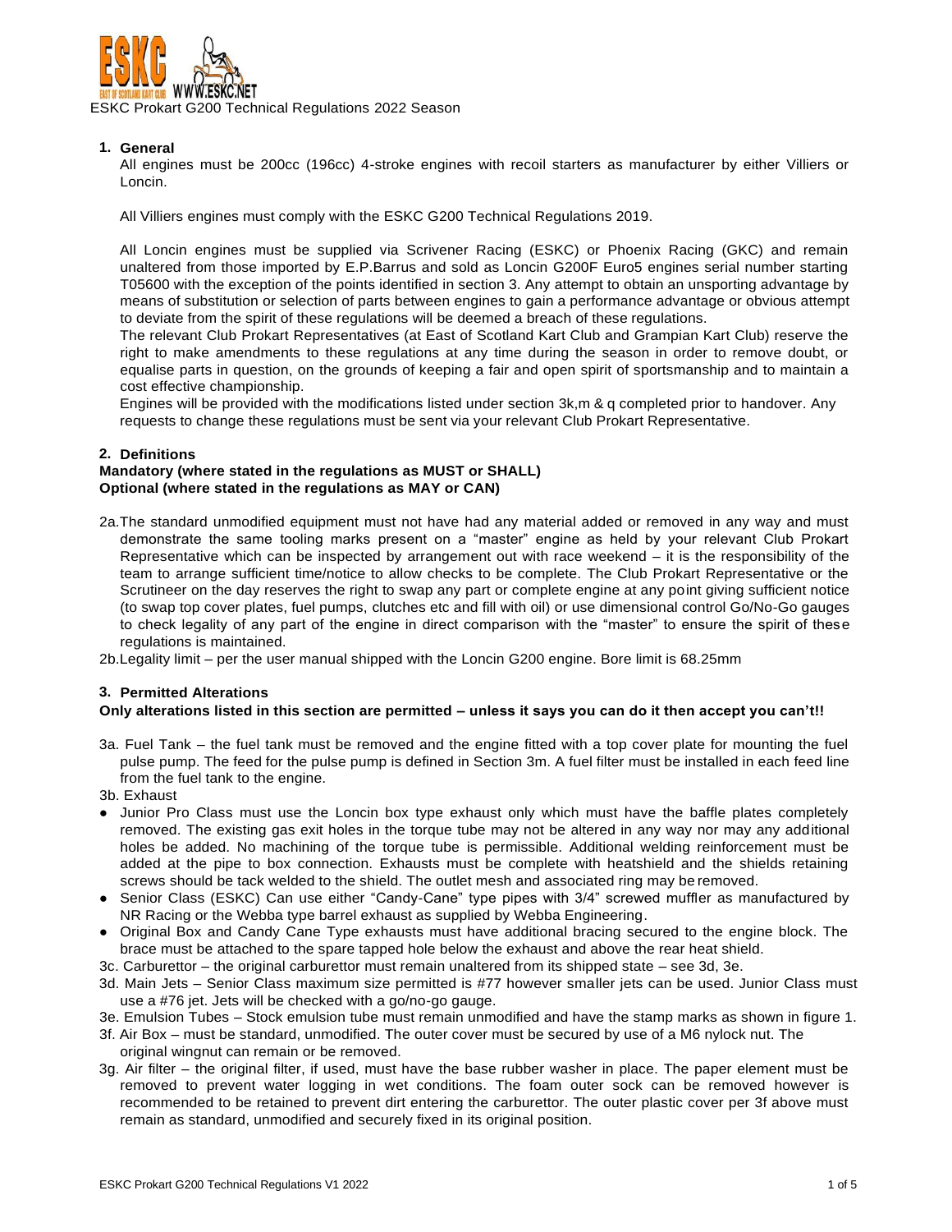ESKC Prokart G200 Technical Regulations 2022 Season

## 1. General

All engines must be 200cc (196cc) 4-stroke engines with recoil starters as manufacturer by either Villiers or Loncin.

All Villiers engines must comply with the ESKC G200 Technical Regulations 2019.

All Loncin engines must be supplied via Scrivener Racing (ESKC) or Phoenix Racing (GKC) and remain unaltered from those imported by E.P.Barrus and sold as Loncin G200F Euro5 engines serial number starting T05600 with the exception of the points identified in section 3. Any attempt to obtain an unsporting advantage by means of substitution or selection of parts between engines to gain a performance advantage or obvious attempt to deviate from the spirit of these regulations will be deemed a breach of these regulations.

The relevant Club Prokart Representatives (at East of Scotland Kart Club and Grampian Kart Club) reserve the right to make amendments to these regulations at any time during the season in order to remove doubt, or equalise parts in question, on the grounds of keeping a fair and open spirit of sportsmanship and to maintain a cost effective championship.

Engines will be provided with the modifications listed under section 3k,m & q completed prior to handover. Any requests to change these regulations must be sent via your relevant Club Prokart Representative.

## 2. Definitions

**Mandatory (where stated in the regulations as MUST or SHALL)**
**Optional (where stated in the regulations as MAY or CAN)**

2a. The standard unmodified equipment must not have had any material added or removed in any way and must demonstrate the same tooling marks present on a "master" engine as held by your relevant Club Prokart Representative which can be inspected by arrangement out with race weekend – it is the responsibility of the team to arrange sufficient time/notice to allow checks to be complete. The Club Prokart Representative or the Scrutineer on the day reserves the right to swap any part or complete engine at any point giving sufficient notice (to swap top cover plates, fuel pumps, clutches etc and fill with oil) or use dimensional control Go/No-Go gauges to check legality of any part of the engine in direct comparison with the "master" to ensure the spirit of these regulations is maintained.

2b. Legality limit – per the user manual shipped with the Loncin G200 engine. Bore limit is 68.25mm

## 3. Permitted Alterations

**Only alterations listed in this section are permitted – unless it says you can do it then accept you can't!!**

3a. Fuel Tank – the fuel tank must be removed and the engine fitted with a top cover plate for mounting the fuel pulse pump. The feed for the pulse pump is defined in Section 3m. A fuel filter must be installed in each feed line from the fuel tank to the engine.

3b. Exhaust

- Junior Pro Class must use the Loncin box type exhaust only which must have the baffle plates completely removed. The existing gas exit holes in the torque tube may not be altered in any way nor may any additional holes be added. No machining of the torque tube is permissible. Additional welding reinforcement must be added at the pipe to box connection. Exhausts must be complete with heatshield and the shields retaining screws should be tack welded to the shield. The outlet mesh and associated ring may be removed.
- Senior Class (ESKC) Can use either "Candy-Cane" type pipes with 3/4" screwed muffler as manufactured by NR Racing or the Webba type barrel exhaust as supplied by Webba Engineering.
- Original Box and Candy Cane Type exhausts must have additional bracing secured to the engine block. The brace must be attached to the spare tapped hole below the exhaust and above the rear heat shield.

3c. Carburettor – the original carburettor must remain unaltered from its shipped state – see 3d, 3e.

3d. Main Jets – Senior Class maximum size permitted is #77 however smaller jets can be used. Junior Class must use a #76 jet. Jets will be checked with a go/no-go gauge.

3e. Emulsion Tubes – Stock emulsion tube must remain unmodified and have the stamp marks as shown in figure 1.

3f. Air Box – must be standard, unmodified. The outer cover must be secured by use of a M6 nylock nut. The original wingnut can remain or be removed.

3g. Air filter – the original filter, if used, must have the base rubber washer in place. The paper element must be removed to prevent water logging in wet conditions. The foam outer sock can be removed however is recommended to be retained to prevent dirt entering the carburettor. The outer plastic cover per 3f above must remain as standard, unmodified and securely fixed in its original position.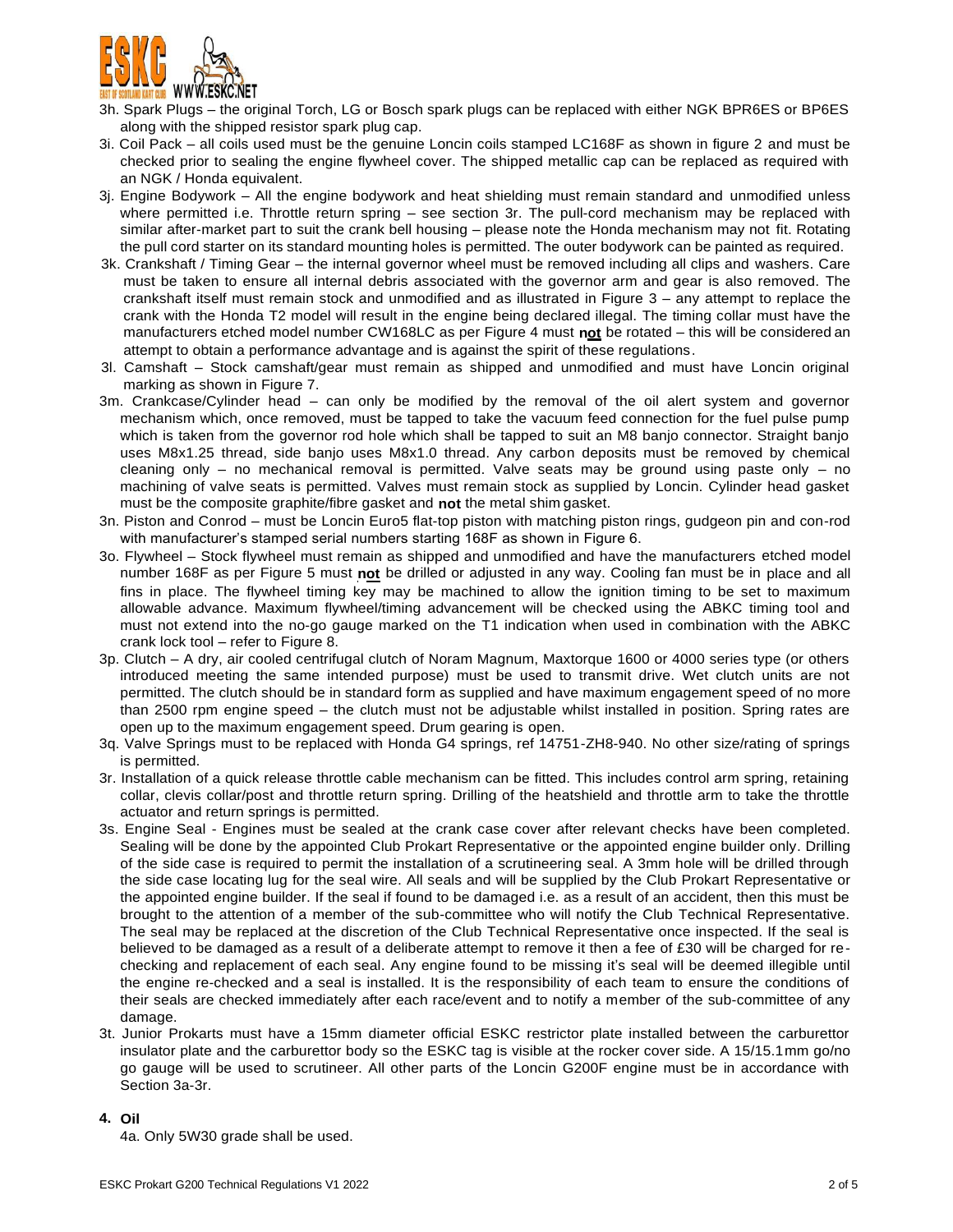3h. Spark Plugs – the original Torch, LG or Bosch spark plugs can be replaced with either NGK BPR6ES or BP6ES along with the shipped resistor spark plug cap.

3i. Coil Pack – all coils used must be the genuine Loncin coils stamped LC168F as shown in figure 2 and must be checked prior to sealing the engine flywheel cover. The shipped metallic cap can be replaced as required with an NGK / Honda equivalent.

3j. Engine Bodywork – All the engine bodywork and heat shielding must remain standard and unmodified unless where permitted i.e. Throttle return spring – see section 3r. The pull-cord mechanism may be replaced with similar after-market part to suit the crank bell housing – please note the Honda mechanism may not fit. Rotating the pull cord starter on its standard mounting holes is permitted. The outer bodywork can be painted as required.

3k. Crankshaft / Timing Gear – the internal governor wheel must be removed including all clips and washers. Care must be taken to ensure all internal debris associated with the governor arm and gear is also removed. The crankshaft itself must remain stock and unmodified and as illustrated in Figure 3 – any attempt to replace the crank with the Honda T2 model will result in the engine being declared illegal. The timing collar must have the manufacturers etched model number CW168LC as per Figure 4 must **not** be rotated – this will be considered an attempt to obtain a performance advantage and is against the spirit of these regulations.

3l. Camshaft – Stock camshaft/gear must remain as shipped and unmodified and must have Loncin original marking as shown in Figure 7.

3m. Crankcase/Cylinder head – can only be modified by the removal of the oil alert system and governor mechanism which, once removed, must be tapped to take the vacuum feed connection for the fuel pulse pump which is taken from the governor rod hole which shall be tapped to suit an M8 banjo connector. Straight banjo uses M8x1.25 thread, side banjo uses M8x1.0 thread. Any carbon deposits must be removed by chemical cleaning only – no mechanical removal is permitted. Valve seats may be ground using paste only – no machining of valve seats is permitted. Valves must remain stock as supplied by Loncin. Cylinder head gasket must be the composite graphite/fibre gasket and **not** the metal shim gasket.

3n. Piston and Conrod – must be Loncin Euro5 flat-top piston with matching piston rings, gudgeon pin and con-rod with manufacturer's stamped serial numbers starting 168F as shown in Figure 6.

3o. Flywheel – Stock flywheel must remain as shipped and unmodified and have the manufacturers etched model number 168F as per Figure 5 must **not** be drilled or adjusted in any way. Cooling fan must be in place and all fins in place. The flywheel timing key may be machined to allow the ignition timing to be set to maximum allowable advance. Maximum flywheel/timing advancement will be checked using the ABKC timing tool and must not extend into the no-go gauge marked on the T1 indication when used in combination with the ABKC crank lock tool – refer to Figure 8.

3p. Clutch – A dry, air cooled centrifugal clutch of Noram Magnum, Maxtorque 1600 or 4000 series type (or others introduced meeting the same intended purpose) must be used to transmit drive. Wet clutch units are not permitted. The clutch should be in standard form as supplied and have maximum engagement speed of no more than 2500 rpm engine speed – the clutch must not be adjustable whilst installed in position. Spring rates are open up to the maximum engagement speed. Drum gearing is open.

3q. Valve Springs must to be replaced with Honda G4 springs, ref 14751-ZH8-940. No other size/rating of springs is permitted.

3r. Installation of a quick release throttle cable mechanism can be fitted. This includes control arm spring, retaining collar, clevis collar/post and throttle return spring. Drilling of the heatshield and throttle arm to take the throttle actuator and return springs is permitted.

3s. Engine Seal - Engines must be sealed at the crank case cover after relevant checks have been completed. Sealing will be done by the appointed Club Prokart Representative or the appointed engine builder only. Drilling of the side case is required to permit the installation of a scrutineering seal. A 3mm hole will be drilled through the side case locating lug for the seal wire. All seals and will be supplied by the Club Prokart Representative or the appointed engine builder. If the seal if found to be damaged i.e. as a result of an accident, then this must be brought to the attention of a member of the sub-committee who will notify the Club Technical Representative. The seal may be replaced at the discretion of the Club Technical Representative once inspected. If the seal is believed to be damaged as a result of a deliberate attempt to remove it then a fee of £30 will be charged for re-checking and replacement of each seal. Any engine found to be missing it's seal will be deemed illegible until the engine re-checked and a seal is installed. It is the responsibility of each team to ensure the conditions of their seals are checked immediately after each race/event and to notify a member of the sub-committee of any damage.

3t. Junior Prokarts must have a 15mm diameter official ESKC restrictor plate installed between the carburettor insulator plate and the carburettor body so the ESKC tag is visible at the rocker cover side. A 15/15.1mm go/no go gauge will be used to scrutineer. All other parts of the Loncin G200F engine must be in accordance with Section 3a-3r.

## 4. Oil

4a. Only 5W30 grade shall be used.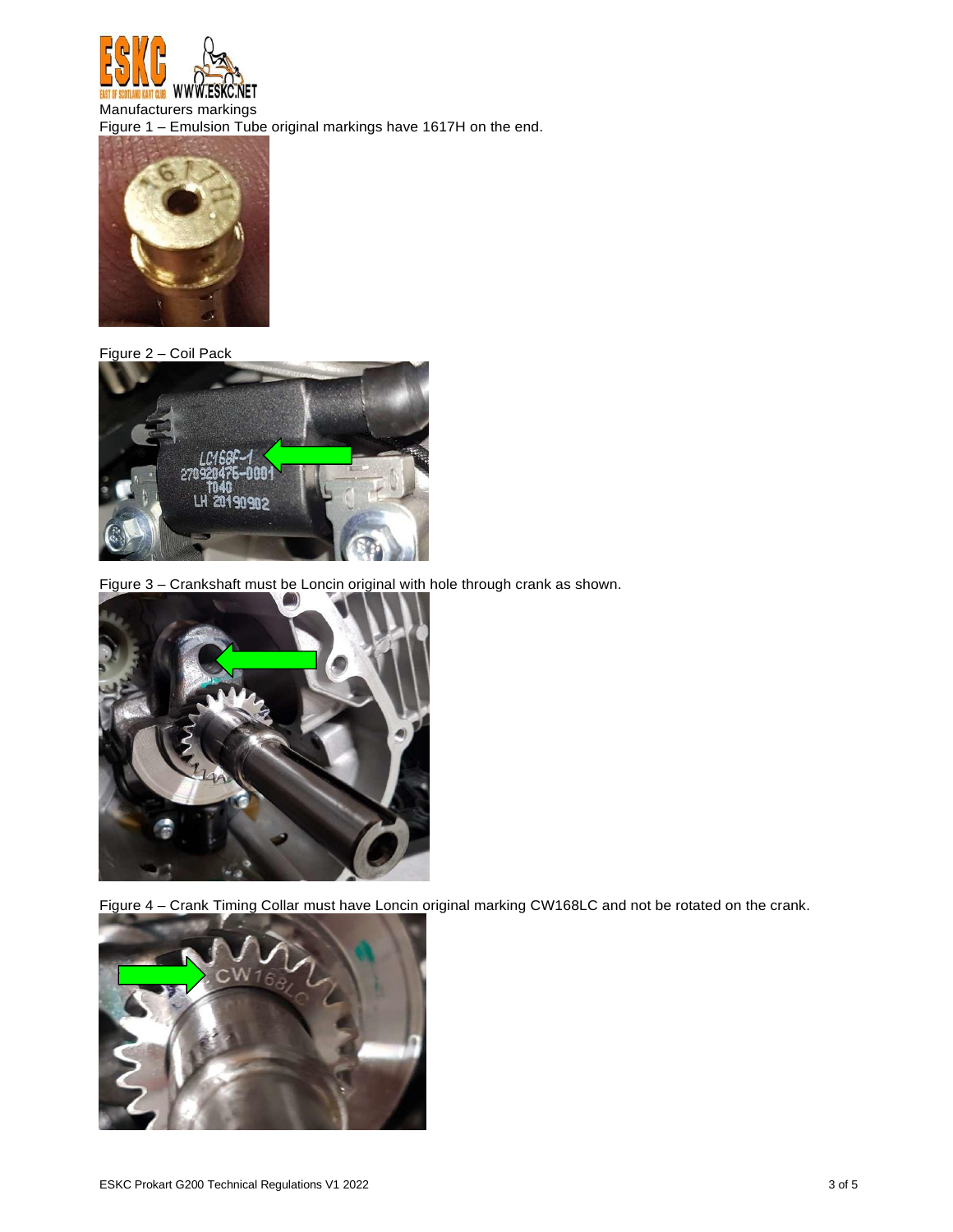Manufacturers markings

Figure 1 – Emulsion Tube original markings have 1617H on the end.

Figure 2 – Coil Pack

Figure 3 – Crankshaft must be Loncin original with hole through crank as shown.

Figure 4 – Crank Timing Collar must have Loncin original marking CW168LC and not be rotated on the crank.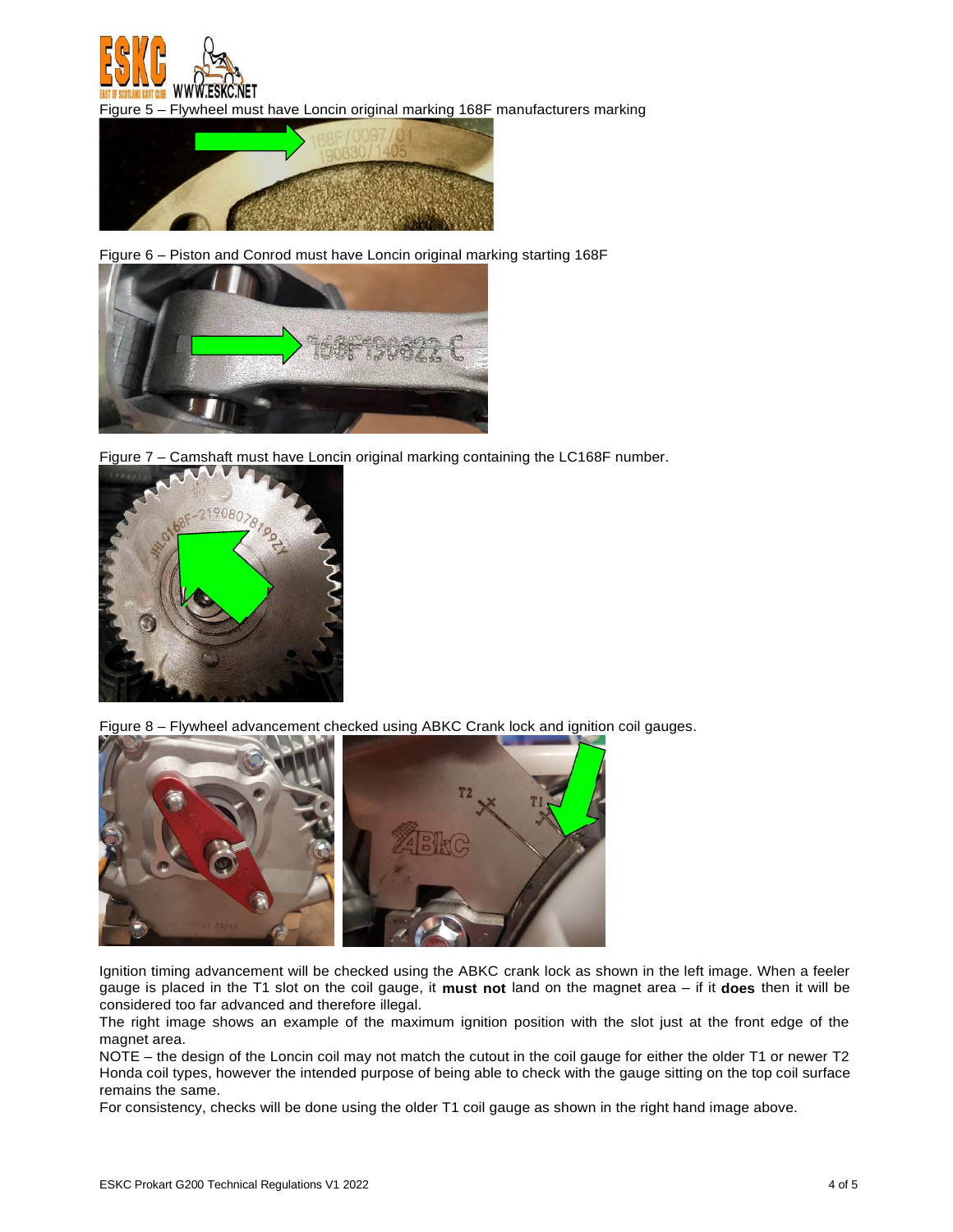Figure 5 – Flywheel must have Loncin original marking 168F manufacturers marking

Figure 6 – Piston and Conrod must have Loncin original marking starting 168F

Figure 7 – Camshaft must have Loncin original marking containing the LC168F number.

Figure 8 – Flywheel advancement checked using ABKC Crank lock and ignition coil gauges.

Ignition timing advancement will be checked using the ABKC crank lock as shown in the left image. When a feeler gauge is placed in the T1 slot on the coil gauge, it **must not** land on the magnet area – if it **does** then it will be considered too far advanced and therefore illegal.

The right image shows an example of the maximum ignition position with the slot just at the front edge of the magnet area.

NOTE – the design of the Loncin coil may not match the cutout in the coil gauge for either the older T1 or newer T2 Honda coil types, however the intended purpose of being able to check with the gauge sitting on the top coil surface remains the same.

For consistency, checks will be done using the older T1 coil gauge as shown in the right hand image above.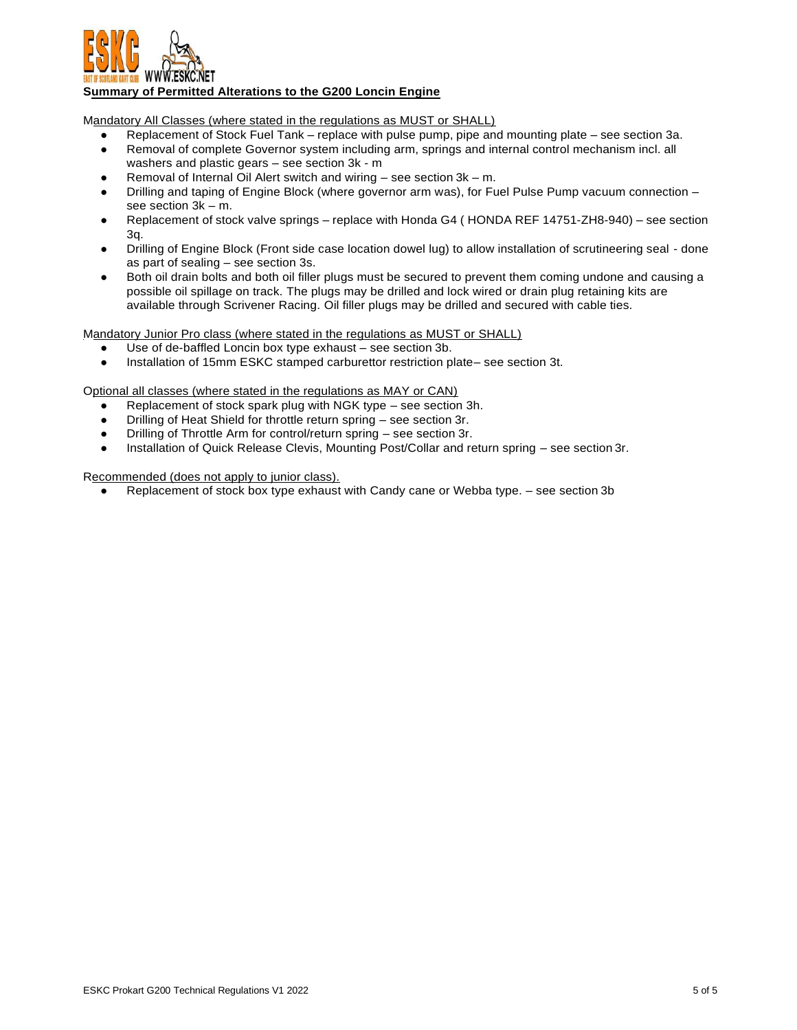**Summary of Permitted Alterations to the G200 Loncin Engine**

Mandatory All Classes (where stated in the regulations as MUST or SHALL)

- Replacement of Stock Fuel Tank – replace with pulse pump, pipe and mounting plate – see section 3a.
- Removal of complete Governor system including arm, springs and internal control mechanism incl. all washers and plastic gears – see section 3k - m
- Removal of Internal Oil Alert switch and wiring – see section 3k – m.
- Drilling and taping of Engine Block (where governor arm was), for Fuel Pulse Pump vacuum connection – see section 3k – m.
- Replacement of stock valve springs – replace with Honda G4 ( HONDA REF 14751-ZH8-940) – see section 3q.
- Drilling of Engine Block (Front side case location dowel lug) to allow installation of scrutineering seal - done as part of sealing – see section 3s.
- Both oil drain bolts and both oil filler plugs must be secured to prevent them coming undone and causing a possible oil spillage on track. The plugs may be drilled and lock wired or drain plug retaining kits are available through Scrivener Racing. Oil filler plugs may be drilled and secured with cable ties.

Mandatory Junior Pro class (where stated in the regulations as MUST or SHALL)

- Use of de-baffled Loncin box type exhaust – see section 3b.
- Installation of 15mm ESKC stamped carburettor restriction plate– see section 3t.

Optional all classes (where stated in the regulations as MAY or CAN)

- Replacement of stock spark plug with NGK type – see section 3h.
- Drilling of Heat Shield for throttle return spring – see section 3r.
- Drilling of Throttle Arm for control/return spring – see section 3r.
- Installation of Quick Release Clevis, Mounting Post/Collar and return spring – see section 3r.

Recommended (does not apply to junior class).

- Replacement of stock box type exhaust with Candy cane or Webba type. – see section 3b